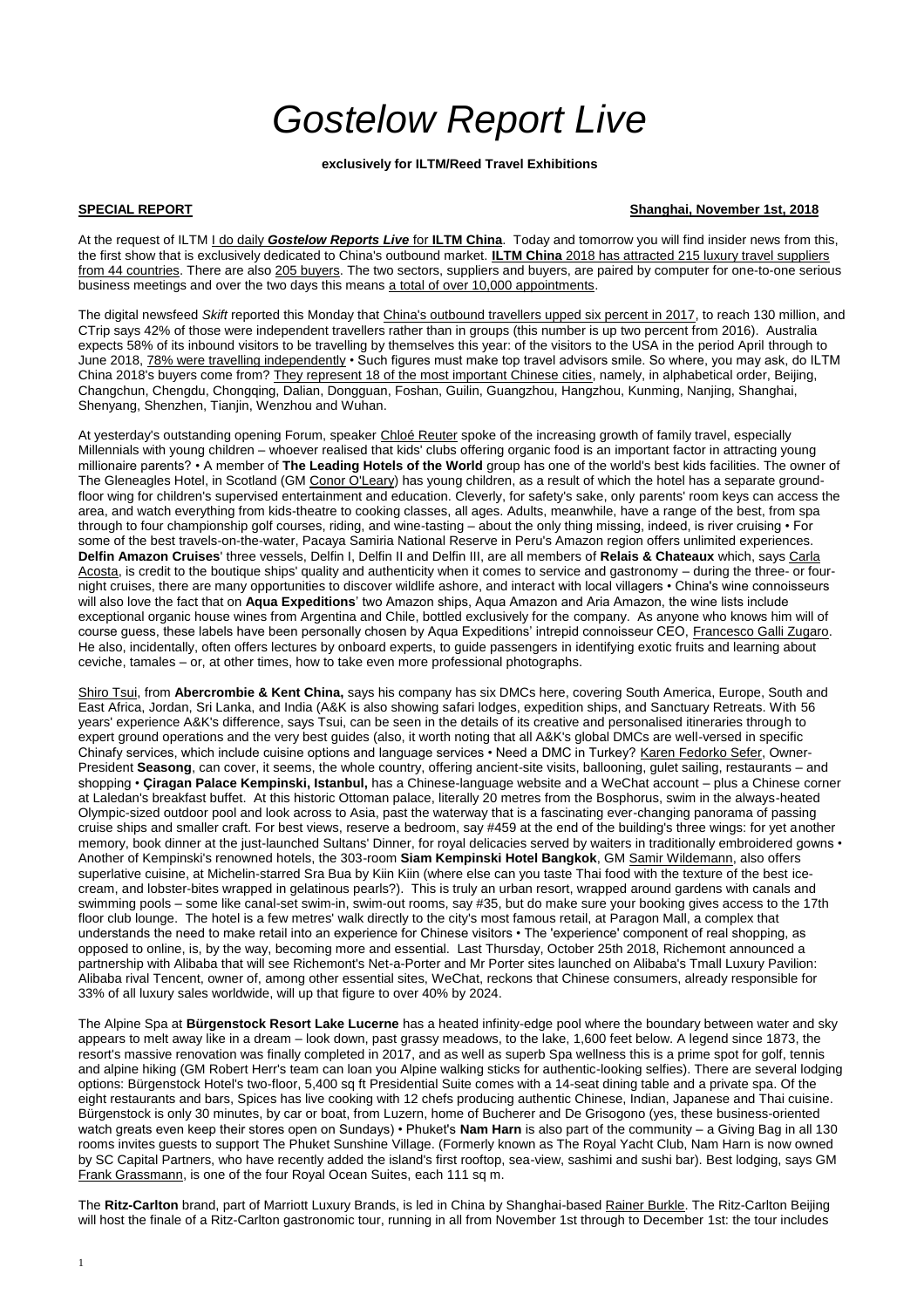# *Gostelow Report Live*

**exclusively for ILTM/Reed Travel Exhibitions**

**SPECIAL REPORT** **Shanghai, November 1st, 2018**

At the request of ILTM I do daily ***Gostelow Reports Live*** for **ILTM China**. Today and tomorrow you will find insider news from this, the first show that is exclusively dedicated to China's outbound market. **ILTM China** 2018 has attracted 215 luxury travel suppliers from 44 countries. There are also 205 buyers. The two sectors, suppliers and buyers, are paired by computer for one-to-one serious business meetings and over the two days this means a total of over 10,000 appointments.

The digital newsfeed *Skift* reported this Monday that China's outbound travellers upped six percent in 2017, to reach 130 million, and CTrip says 42% of those were independent travellers rather than in groups (this number is up two percent from 2016). Australia expects 58% of its inbound visitors to be travelling by themselves this year: of the visitors to the USA in the period April through to June 2018, 78% were travelling independently • Such figures must make top travel advisors smile. So where, you may ask, do ILTM China 2018's buyers come from? They represent 18 of the most important Chinese cities, namely, in alphabetical order, Beijing, Changchun, Chengdu, Chongqing, Dalian, Dongguan, Foshan, Guilin, Guangzhou, Hangzhou, Kunming, Nanjing, Shanghai, Shenyang, Shenzhen, Tianjin, Wenzhou and Wuhan.

At yesterday's outstanding opening Forum, speaker Chloé Reuter spoke of the increasing growth of family travel, especially Millennials with young children – whoever realised that kids' clubs offering organic food is an important factor in attracting young millionaire parents? • A member of **The Leading Hotels of the World** group has one of the world's best kids facilities. The owner of The Gleneagles Hotel, in Scotland (GM Conor O'Leary) has young children, as a result of which the hotel has a separate ground-floor wing for children's supervised entertainment and education. Cleverly, for safety's sake, only parents' room keys can access the area, and watch everything from kids-theatre to cooking classes, all ages. Adults, meanwhile, have a range of the best, from spa through to four championship golf courses, riding, and wine-tasting – about the only thing missing, indeed, is river cruising • For some of the best travels-on-the-water, Pacaya Samiria National Reserve in Peru's Amazon region offers unlimited experiences. **Delfin Amazon Cruises**' three vessels, Delfin I, Delfin II and Delfin III, are all members of **Relais & Chateaux** which, says Carla Acosta, is credit to the boutique ships' quality and authenticity when it comes to service and gastronomy – during the three- or four-night cruises, there are many opportunities to discover wildlife ashore, and interact with local villagers • China's wine connoisseurs will also love the fact that on **Aqua Expeditions**' two Amazon ships, Aqua Amazon and Aria Amazon, the wine lists include exceptional organic house wines from Argentina and Chile, bottled exclusively for the company. As anyone who knows him will of course guess, these labels have been personally chosen by Aqua Expeditions' intrepid connoisseur CEO, Francesco Galli Zugaro. He also, incidentally, often offers lectures by onboard experts, to guide passengers in identifying exotic fruits and learning about ceviche, tamales – or, at other times, how to take even more professional photographs.

Shiro Tsui, from **Abercrombie & Kent China,** says his company has six DMCs here, covering South America, Europe, South and East Africa, Jordan, Sri Lanka, and India (A&K is also showing safari lodges, expedition ships, and Sanctuary Retreats. With 56 years' experience A&K's difference, says Tsui, can be seen in the details of its creative and personalised itineraries through to expert ground operations and the very best guides (also, it worth noting that all A&K's global DMCs are well-versed in specific Chinafy services, which include cuisine options and language services • Need a DMC in Turkey? Karen Fedorko Sefer, Owner-President **Seasong**, can cover, it seems, the whole country, offering ancient-site visits, ballooning, gulet sailing, restaurants – and shopping • **Çiragan Palace Kempinski, Istanbul,** has a Chinese-language website and a WeChat account – plus a Chinese corner at Laledan's breakfast buffet. At this historic Ottoman palace, literally 20 metres from the Bosphorus, swim in the always-heated Olympic-sized outdoor pool and look across to Asia, past the waterway that is a fascinating ever-changing panorama of passing cruise ships and smaller craft. For best views, reserve a bedroom, say #459 at the end of the building's three wings: for yet another memory, book dinner at the just-launched Sultans' Dinner, for royal delicacies served by waiters in traditionally embroidered gowns • Another of Kempinski's renowned hotels, the 303-room **Siam Kempinski Hotel Bangkok**, GM Samir Wildemann, also offers superlative cuisine, at Michelin-starred Sra Bua by Kiin Kiin (where else can you taste Thai food with the texture of the best ice-cream, and lobster-bites wrapped in gelatinous pearls?). This is truly an urban resort, wrapped around gardens with canals and swimming pools – some like canal-set swim-in, swim-out rooms, say #35, but do make sure your booking gives access to the 17th floor club lounge. The hotel is a few metres' walk directly to the city's most famous retail, at Paragon Mall, a complex that understands the need to make retail into an experience for Chinese visitors • The 'experience' component of real shopping, as opposed to online, is, by the way, becoming more and essential. Last Thursday, October 25th 2018, Richemont announced a partnership with Alibaba that will see Richemont's Net-a-Porter and Mr Porter sites launched on Alibaba's Tmall Luxury Pavilion: Alibaba rival Tencent, owner of, among other essential sites, WeChat, reckons that Chinese consumers, already responsible for 33% of all luxury sales worldwide, will up that figure to over 40% by 2024.

The Alpine Spa at **Bürgenstock Resort Lake Lucerne** has a heated infinity-edge pool where the boundary between water and sky appears to melt away like in a dream – look down, past grassy meadows, to the lake, 1,600 feet below. A legend since 1873, the resort's massive renovation was finally completed in 2017, and as well as superb Spa wellness this is a prime spot for golf, tennis and alpine hiking (GM Robert Herr's team can loan you Alpine walking sticks for authentic-looking selfies). There are several lodging options: Bürgenstock Hotel's two-floor, 5,400 sq ft Presidential Suite comes with a 14-seat dining table and a private spa. Of the eight restaurants and bars, Spices has live cooking with 12 chefs producing authentic Chinese, Indian, Japanese and Thai cuisine. Bürgenstock is only 30 minutes, by car or boat, from Luzern, home of Bucherer and De Grisogono (yes, these business-oriented watch greats even keep their stores open on Sundays) • Phuket's **Nam Harn** is also part of the community – a Giving Bag in all 130 rooms invites guests to support The Phuket Sunshine Village. (Formerly known as The Royal Yacht Club, Nam Harn is now owned by SC Capital Partners, who have recently added the island's first rooftop, sea-view, sashimi and sushi bar). Best lodging, says GM Frank Grassmann, is one of the four Royal Ocean Suites, each 111 sq m.

The **Ritz-Carlton** brand, part of Marriott Luxury Brands, is led in China by Shanghai-based Rainer Burkle. The Ritz-Carlton Beijing will host the finale of a Ritz-Carlton gastronomic tour, running in all from November 1st through to December 1st: the tour includes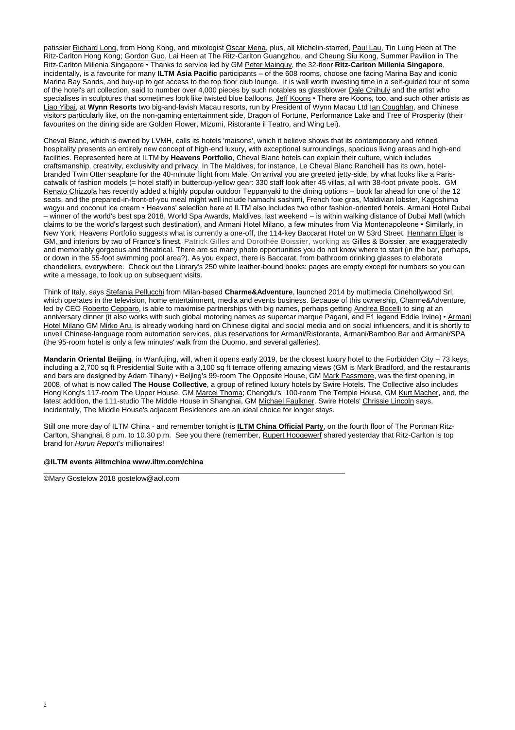patissier Richard Long, from Hong Kong, and mixologist Oscar Mena, plus, all Michelin-starred, Paul Lau, Tin Lung Heen at The Ritz-Carlton Hong Kong; Gordon Guo, Lai Heen at The Ritz-Carlton Guangzhou, and Cheung Siu Kong, Summer Pavilion in The Ritz-Carlton Millenia Singapore • Thanks to service led by GM Peter Mainguy, the 32-floor **Ritz-Carlton Millenia Singapore**, incidentally, is a favourite for many **ILTM Asia Pacific** participants – of the 608 rooms, choose one facing Marina Bay and iconic Marina Bay Sands, and buy-up to get access to the top floor club lounge. It is well worth investing time in a self-guided tour of some of the hotel's art collection, said to number over 4,000 pieces by such notables as glassblower Dale Chihuly and the artist who specialises in sculptures that sometimes look like twisted blue balloons, Jeff Koons • There are Koons, too, and such other artists as Liao Yibai, at **Wynn Resorts** two big-and-lavish Macau resorts, run by President of Wynn Macau Ltd Ian Coughlan, and Chinese visitors particularly like, on the non-gaming entertainment side, Dragon of Fortune, Performance Lake and Tree of Prosperity (their favourites on the dining side are Golden Flower, Mizumi, Ristorante il Teatro, and Wing Lei).

Cheval Blanc, which is owned by LVMH, calls its hotels 'maisons', which it believe shows that its contemporary and refined hospitality presents an entirely new concept of high-end luxury, with exceptional surroundings, spacious living areas and high-end facilities. Represented here at ILTM by **Heavens Portfolio**, Cheval Blanc hotels can explain their culture, which includes craftsmanship, creativity, exclusivity and privacy. In The Maldives, for instance, Le Cheval Blanc Randheili has its own, hotel-branded Twin Otter seaplane for the 40-minute flight from Male. On arrival you are greeted jetty-side, by what looks like a Paris-catwalk of fashion models (= hotel staff) in buttercup-yellow gear: 330 staff look after 45 villas, all with 38-foot private pools. GM Renato Chizzola has recently added a highly popular outdoor Teppanyaki to the dining options – book far ahead for one of the 12 seats, and the prepared-in-front-of-you meal might well include hamachi sashimi, French foie gras, Maldivian lobster, Kagoshima wagyu and coconut ice cream • Heavens' selection here at ILTM also includes two other fashion-oriented hotels. Armani Hotel Dubai – winner of the world's best spa 2018, World Spa Awards, Maldives, last weekend – is within walking distance of Dubai Mall (which claims to be the world's largest such destination), and Armani Hotel Milano, a few minutes from Via Montenapoleone • Similarly, in New York, Heavens Portfolio suggests what is currently a one-off, the 114-key Baccarat Hotel on W 53rd Street. Hermann Elger is GM, and interiors by two of France's finest, Patrick Gilles and Dorothée Boissier, working as Gilles & Boissier, are exaggeratedly and memorably gorgeous and theatrical. There are so many photo opportunities you do not know where to start (in the bar, perhaps, or down in the 55-foot swimming pool area?). As you expect, there is Baccarat, from bathroom drinking glasses to elaborate chandeliers, everywhere. Check out the Library's 250 white leather-bound books: pages are empty except for numbers so you can write a message, to look up on subsequent visits.

Think of Italy, says Stefania Pellucchi from Milan-based **Charme&Adventure**, launched 2014 by multimedia Cinehollywood Srl, which operates in the television, home entertainment, media and events business. Because of this ownership, Charme&Adventure, led by CEO Roberto Cepparo, is able to maximise partnerships with big names, perhaps getting Andrea Bocelli to sing at an anniversary dinner (it also works with such global motoring names as supercar marque Pagani, and F1 legend Eddie Irvine) • Armani Hotel Milano GM Mirko Aru, is already working hard on Chinese digital and social media and on social influencers, and it is shortly to unveil Chinese-language room automation services, plus reservations for Armani/Ristorante, Armani/Bamboo Bar and Armani/SPA (the 95-room hotel is only a few minutes' walk from the Duomo, and several galleries).

**Mandarin Oriental Beijing**, in Wanfujing, will, when it opens early 2019, be the closest luxury hotel to the Forbidden City – 73 keys, including a 2,700 sq ft Presidential Suite with a 3,100 sq ft terrace offering amazing views (GM is Mark Bradford, and the restaurants and bars are designed by Adam Tihany) • Beijing's 99-room The Opposite House, GM Mark Passmore, was the first opening, in 2008, of what is now called **The House Collective**, a group of refined luxury hotels by Swire Hotels. The Collective also includes Hong Kong's 117-room The Upper House, GM Marcel Thoma; Chengdu's 100-room The Temple House, GM Kurt Macher, and, the latest addition, the 111-studio The Middle House in Shanghai, GM Michael Faulkner. Swire Hotels' Chrissie Lincoln says, incidentally, The Middle House's adjacent Residences are an ideal choice for longer stays.

Still one more day of ILTM China - and remember tonight is **ILTM China Official Party**, on the fourth floor of The Portman Ritz-Carlton, Shanghai, 8 p.m. to 10.30 p.m. See you there (remember, Rupert Hoogewerf shared yesterday that Ritz-Carlton is top brand for *Hurun Report's* millionaires!

**@ILTM events #iltmchina www.iltm.com/china**

---

©Mary Gostelow 2018 gostelow@aol.com